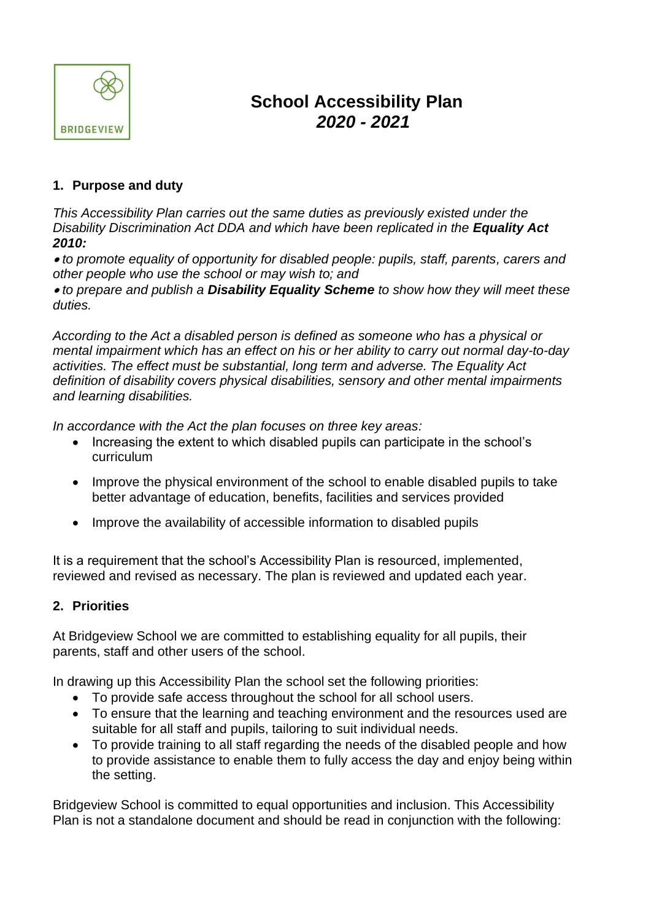BRIDGEVIEW

# School Accessibility Plan
## *2020 - 2021*

### 1. Purpose and duty

*This Accessibility Plan carries out the same duties as previously existed under the Disability Discrimination Act DDA and which have been replicated in the **Equality Act 2010:***

- *to promote equality of opportunity for disabled people: pupils, staff, parents, carers and other people who use the school or may wish to; and*
- *to prepare and publish a **Disability Equality Scheme** to show how they will meet these duties.*

*According to the Act a disabled person is defined as someone who has a physical or mental impairment which has an effect on his or her ability to carry out normal day-to-day activities. The effect must be substantial, long term and adverse. The Equality Act definition of disability covers physical disabilities, sensory and other mental impairments and learning disabilities.*

*In accordance with the Act the plan focuses on three key areas:*

- Increasing the extent to which disabled pupils can participate in the school's curriculum
- Improve the physical environment of the school to enable disabled pupils to take better advantage of education, benefits, facilities and services provided
- Improve the availability of accessible information to disabled pupils

It is a requirement that the school's Accessibility Plan is resourced, implemented, reviewed and revised as necessary. The plan is reviewed and updated each year.

### 2. Priorities

At Bridgeview School we are committed to establishing equality for all pupils, their parents, staff and other users of the school.

In drawing up this Accessibility Plan the school set the following priorities:

- To provide safe access throughout the school for all school users.
- To ensure that the learning and teaching environment and the resources used are suitable for all staff and pupils, tailoring to suit individual needs.
- To provide training to all staff regarding the needs of the disabled people and how to provide assistance to enable them to fully access the day and enjoy being within the setting.

Bridgeview School is committed to equal opportunities and inclusion. This Accessibility Plan is not a standalone document and should be read in conjunction with the following: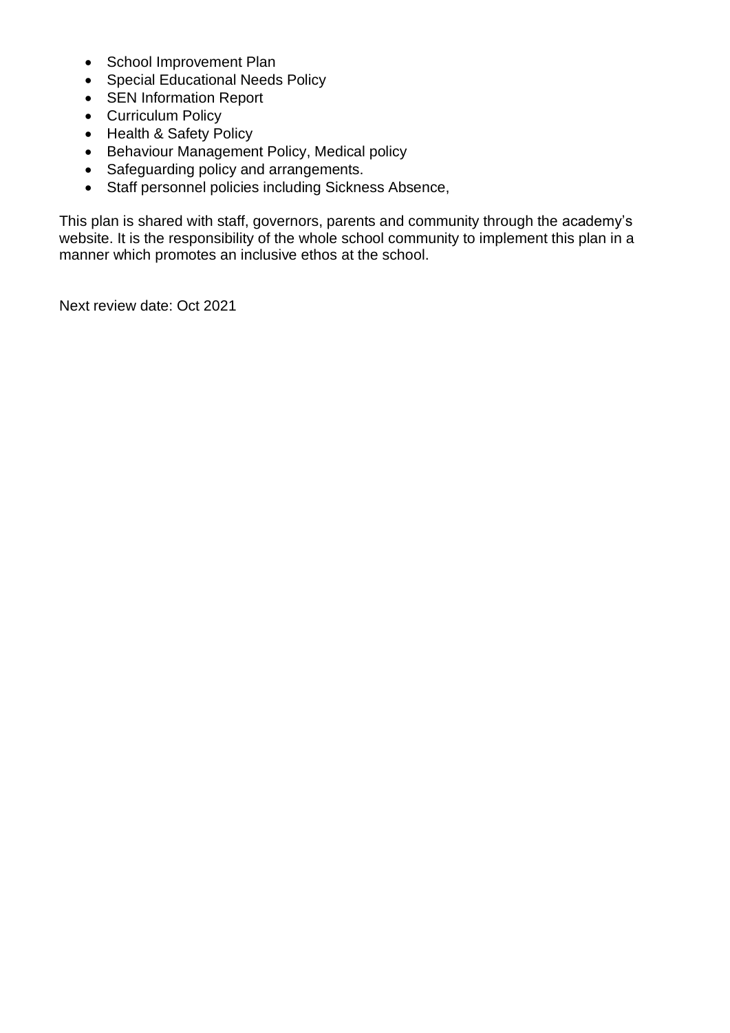- School Improvement Plan
- Special Educational Needs Policy
- SEN Information Report
- Curriculum Policy
- Health & Safety Policy
- Behaviour Management Policy, Medical policy
- Safeguarding policy and arrangements.
- Staff personnel policies including Sickness Absence,

This plan is shared with staff, governors, parents and community through the academy's website. It is the responsibility of the whole school community to implement this plan in a manner which promotes an inclusive ethos at the school.

Next review date: Oct 2021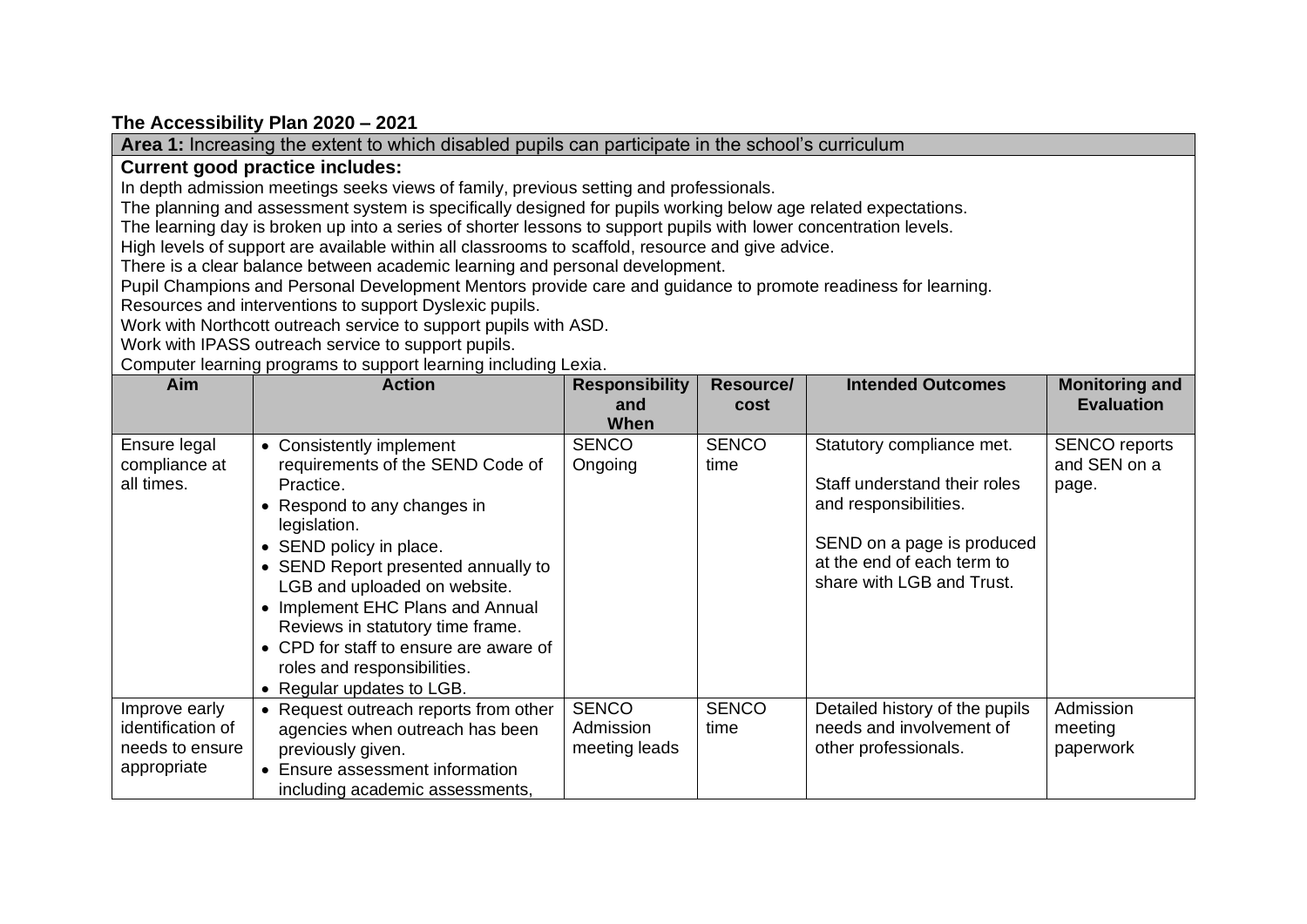**The Accessibility Plan 2020 – 2021**

**Area 1:** Increasing the extent to which disabled pupils can participate in the school's curriculum

**Current good practice includes:**

In depth admission meetings seeks views of family, previous setting and professionals.
The planning and assessment system is specifically designed for pupils working below age related expectations.
The learning day is broken up into a series of shorter lessons to support pupils with lower concentration levels.
High levels of support are available within all classrooms to scaffold, resource and give advice.
There is a clear balance between academic learning and personal development.
Pupil Champions and Personal Development Mentors provide care and guidance to promote readiness for learning.
Resources and interventions to support Dyslexic pupils.
Work with Northcott outreach service to support pupils with ASD.
Work with IPASS outreach service to support pupils.
Computer learning programs to support learning including Lexia.

| Aim | Action | Responsibility and When | Resource/ cost | Intended Outcomes | Monitoring and Evaluation |
|---|---|---|---|---|---|
| Ensure legal compliance at all times. | • Consistently implement requirements of the SEND Code of Practice.<br>• Respond to any changes in legislation.<br>• SEND policy in place.<br>• SEND Report presented annually to LGB and uploaded on website.<br>• Implement EHC Plans and Annual Reviews in statutory time frame.<br>• CPD for staff to ensure are aware of roles and responsibilities.<br>• Regular updates to LGB. | SENCO Ongoing | SENCO time | Statutory compliance met.<br><br>Staff understand their roles and responsibilities.<br><br>SEND on a page is produced at the end of each term to share with LGB and Trust. | SENCO reports and SEN on a page. |
| Improve early identification of needs to ensure appropriate | • Request outreach reports from other agencies when outreach has been previously given.<br>• Ensure assessment information including academic assessments, | SENCO Admission meeting leads | SENCO time | Detailed history of the pupils needs and involvement of other professionals. | Admission meeting paperwork |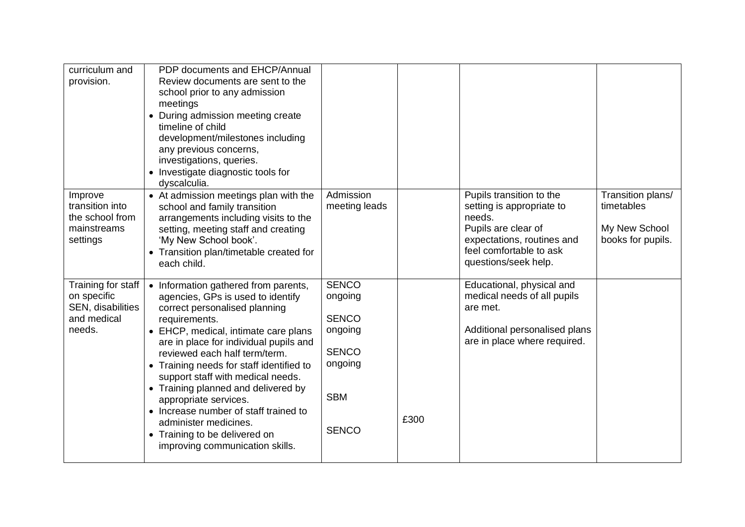| | | | | | |
|---|---|---|---|---|---|
| curriculum and provision. | PDP documents and EHCP/Annual Review documents are sent to the school prior to any admission meetings<br>• During admission meeting create timeline of child development/milestones including any previous concerns, investigations, queries.<br>• Investigate diagnostic tools for dyscalculia. | | | | |
| Improve transition into the school from mainstreams settings | • At admission meetings plan with the school and family transition arrangements including visits to the setting, meeting staff and creating 'My New School book'.<br>• Transition plan/timetable created for each child. | Admission meeting leads | | Pupils transition to the setting is appropriate to needs.<br>Pupils are clear of expectations, routines and feel comfortable to ask questions/seek help. | Transition plans/ timetables<br><br>My New School books for pupils. |
| Training for staff on specific SEN, disabilities and medical needs. | • Information gathered from parents, agencies, GPs is used to identify correct personalised planning requirements.<br>• EHCP, medical, intimate care plans are in place for individual pupils and reviewed each half term/term.<br>• Training needs for staff identified to support staff with medical needs.<br>• Training planned and delivered by appropriate services.<br>• Increase number of staff trained to administer medicines.<br>• Training to be delivered on improving communication skills. | SENCO ongoing<br><br>SENCO ongoing<br><br>SENCO ongoing<br><br>SBM<br><br>SENCO | £300 | Educational, physical and medical needs of all pupils are met.<br><br>Additional personalised plans are in place where required. | |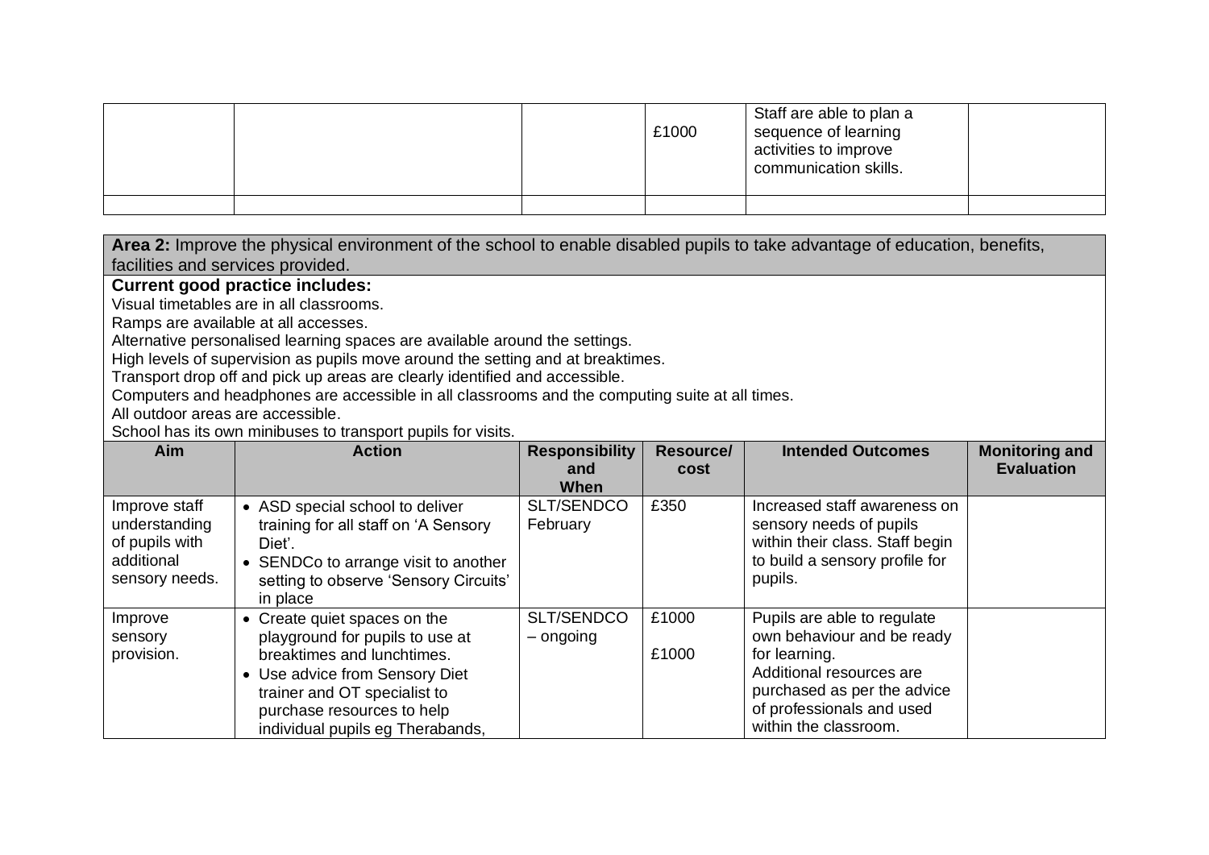| | | | | | |
|---|---|---|---|---|---|
| | | | £1000 | Staff are able to plan a sequence of learning activities to improve communication skills. | |
| | | | | | |

**Area 2:** Improve the physical environment of the school to enable disabled pupils to take advantage of education, benefits, facilities and services provided.

**Current good practice includes:**

Visual timetables are in all classrooms.
Ramps are available at all accesses.
Alternative personalised learning spaces are available around the settings.
High levels of supervision as pupils move around the setting and at breaktimes.
Transport drop off and pick up areas are clearly identified and accessible.
Computers and headphones are accessible in all classrooms and the computing suite at all times.
All outdoor areas are accessible.
School has its own minibuses to transport pupils for visits.

| Aim | Action | Responsibility and When | Resource/ cost | Intended Outcomes | Monitoring and Evaluation |
|---|---|---|---|---|---|
| Improve staff understanding of pupils with additional sensory needs. | • ASD special school to deliver training for all staff on 'A Sensory Diet'.<br>• SENDCo to arrange visit to another setting to observe 'Sensory Circuits' in place | SLT/SENDCO February | £350 | Increased staff awareness on sensory needs of pupils within their class. Staff begin to build a sensory profile for pupils. | |
| Improve sensory provision. | • Create quiet spaces on the playground for pupils to use at breaktimes and lunchtimes.<br>• Use advice from Sensory Diet trainer and OT specialist to purchase resources to help individual pupils eg Therabands, | SLT/SENDCO – ongoing | £1000<br><br>£1000 | Pupils are able to regulate own behaviour and be ready for learning.<br>Additional resources are purchased as per the advice of professionals and used within the classroom. | |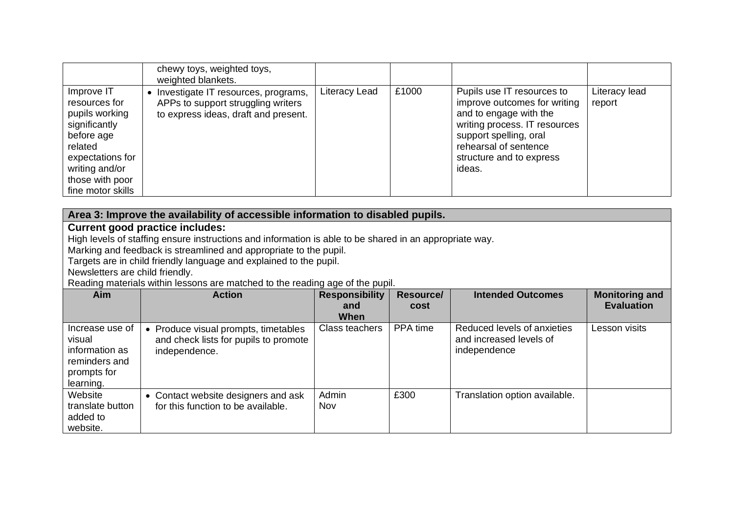| | | | | | |
|---|---|---|---|---|---|
| | chewy toys, weighted toys, weighted blankets. | | | | |
| Improve IT resources for pupils working significantly before age related expectations for writing and/or those with poor fine motor skills | • Investigate IT resources, programs, APPs to support struggling writers to express ideas, draft and present. | Literacy Lead | £1000 | Pupils use IT resources to improve outcomes for writing and to engage with the writing process. IT resources support spelling, oral rehearsal of sentence structure and to express ideas. | Literacy lead report |

**Area 3: Improve the availability of accessible information to disabled pupils.**

**Current good practice includes:**

High levels of staffing ensure instructions and information is able to be shared in an appropriate way.
Marking and feedback is streamlined and appropriate to the pupil.
Targets are in child friendly language and explained to the pupil.
Newsletters are child friendly.
Reading materials within lessons are matched to the reading age of the pupil.

| Aim | Action | Responsibility and When | Resource/ cost | Intended Outcomes | Monitoring and Evaluation |
|---|---|---|---|---|---|
| Increase use of visual information as reminders and prompts for learning. | • Produce visual prompts, timetables and check lists for pupils to promote independence. | Class teachers | PPA time | Reduced levels of anxieties and increased levels of independence | Lesson visits |
| Website translate button added to website. | • Contact website designers and ask for this function to be available. | Admin Nov | £300 | Translation option available. | |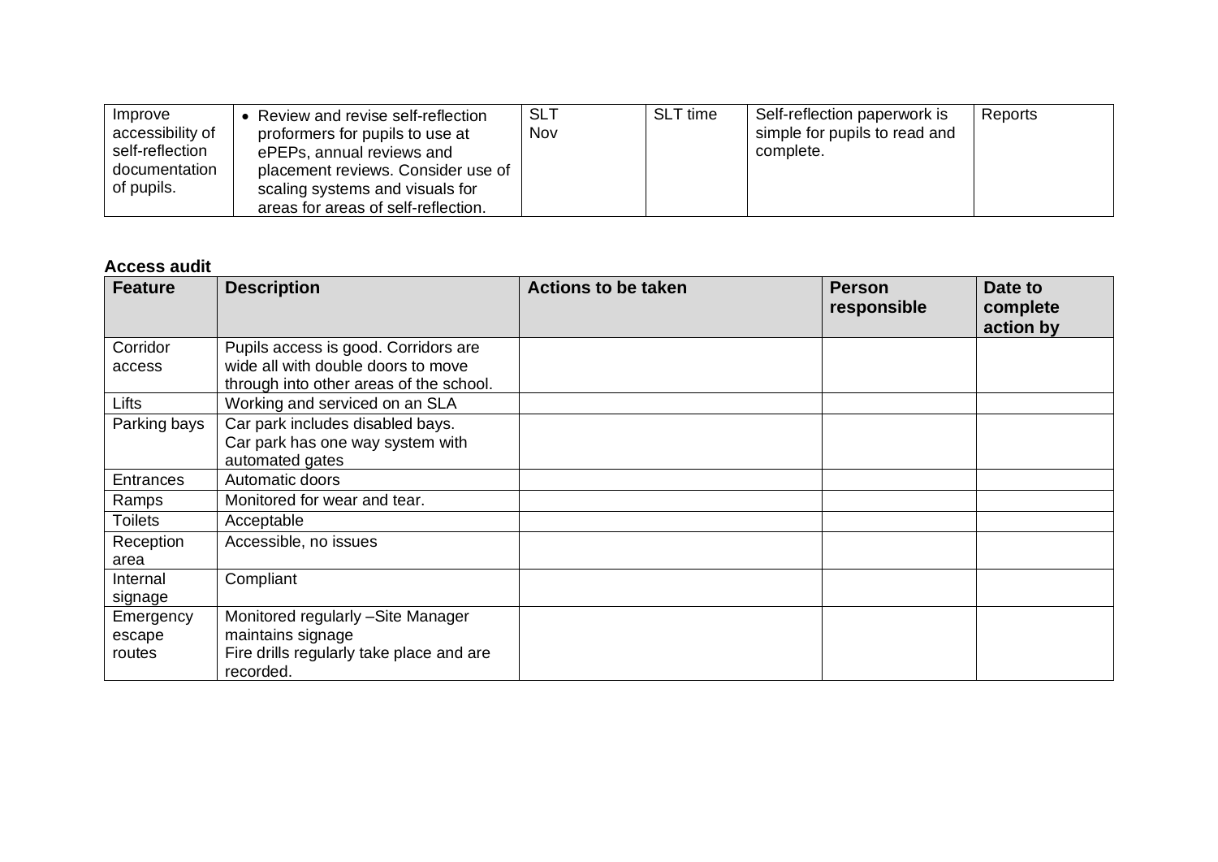| | | | | | |
|---|---|---|---|---|---|
| Improve accessibility of self-reflection documentation of pupils. | • Review and revise self-reflection proformers for pupils to use at ePEPs, annual reviews and placement reviews. Consider use of scaling systems and visuals for areas for areas of self-reflection. | SLT<br>Nov | SLT time | Self-reflection paperwork is simple for pupils to read and complete. | Reports |

**Access audit**

| Feature | Description | Actions to be taken | Person responsible | Date to complete action by |
|---|---|---|---|---|
| Corridor access | Pupils access is good. Corridors are wide all with double doors to move through into other areas of the school. | | | |
| Lifts | Working and serviced on an SLA | | | |
| Parking bays | Car park includes disabled bays.<br>Car park has one way system with automated gates | | | |
| Entrances | Automatic doors | | | |
| Ramps | Monitored for wear and tear. | | | |
| Toilets | Acceptable | | | |
| Reception area | Accessible, no issues | | | |
| Internal signage | Compliant | | | |
| Emergency escape routes | Monitored regularly –Site Manager maintains signage<br>Fire drills regularly take place and are recorded. | | | |